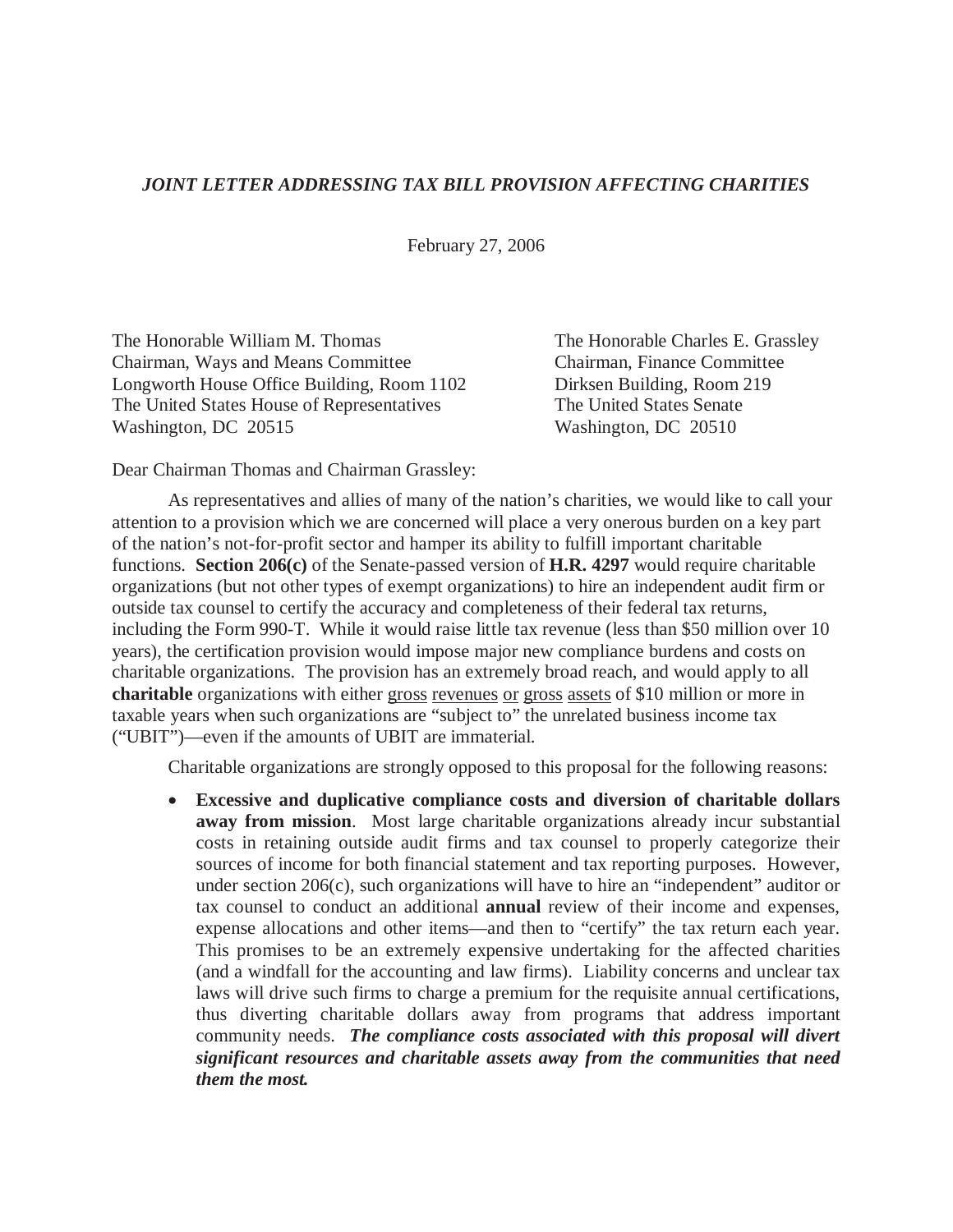***JOINT LETTER ADDRESSING TAX BILL PROVISION AFFECTING CHARITIES***

February 27, 2006

The Honorable William M. Thomas
Chairman, Ways and Means Committee
Longworth House Office Building, Room 1102
The United States House of Representatives
Washington, DC 20515

The Honorable Charles E. Grassley
Chairman, Finance Committee
Dirksen Building, Room 219
The United States Senate
Washington, DC 20510

Dear Chairman Thomas and Chairman Grassley:

As representatives and allies of many of the nation's charities, we would like to call your attention to a provision which we are concerned will place a very onerous burden on a key part of the nation's not-for-profit sector and hamper its ability to fulfill important charitable functions. **Section 206(c)** of the Senate-passed version of **H.R. 4297** would require charitable organizations (but not other types of exempt organizations) to hire an independent audit firm or outside tax counsel to certify the accuracy and completeness of their federal tax returns, including the Form 990-T. While it would raise little tax revenue (less than $50 million over 10 years), the certification provision would impose major new compliance burdens and costs on charitable organizations. The provision has an extremely broad reach, and would apply to all **charitable** organizations with either gross revenues or gross assets of $10 million or more in taxable years when such organizations are "subject to" the unrelated business income tax ("UBIT")—even if the amounts of UBIT are immaterial.

Charitable organizations are strongly opposed to this proposal for the following reasons:

- **Excessive and duplicative compliance costs and diversion of charitable dollars away from mission**. Most large charitable organizations already incur substantial costs in retaining outside audit firms and tax counsel to properly categorize their sources of income for both financial statement and tax reporting purposes. However, under section 206(c), such organizations will have to hire an "independent" auditor or tax counsel to conduct an additional **annual** review of their income and expenses, expense allocations and other items—and then to "certify" the tax return each year. This promises to be an extremely expensive undertaking for the affected charities (and a windfall for the accounting and law firms). Liability concerns and unclear tax laws will drive such firms to charge a premium for the requisite annual certifications, thus diverting charitable dollars away from programs that address important community needs. ***The compliance costs associated with this proposal will divert significant resources and charitable assets away from the communities that need them the most.***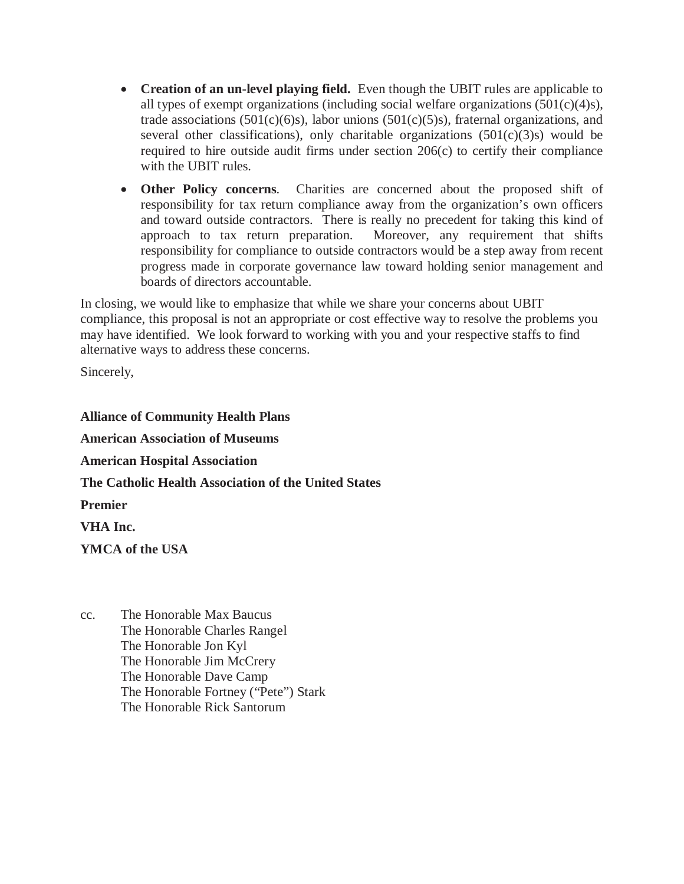- **Creation of an un-level playing field.** Even though the UBIT rules are applicable to all types of exempt organizations (including social welfare organizations (501(c)(4)s), trade associations (501(c)(6)s), labor unions (501(c)(5)s), fraternal organizations, and several other classifications), only charitable organizations (501(c)(3)s) would be required to hire outside audit firms under section 206(c) to certify their compliance with the UBIT rules.
- **Other Policy concerns**. Charities are concerned about the proposed shift of responsibility for tax return compliance away from the organization's own officers and toward outside contractors. There is really no precedent for taking this kind of approach to tax return preparation. Moreover, any requirement that shifts responsibility for compliance to outside contractors would be a step away from recent progress made in corporate governance law toward holding senior management and boards of directors accountable.

In closing, we would like to emphasize that while we share your concerns about UBIT compliance, this proposal is not an appropriate or cost effective way to resolve the problems you may have identified. We look forward to working with you and your respective staffs to find alternative ways to address these concerns.

Sincerely,

**Alliance of Community Health Plans**

**American Association of Museums**

**American Hospital Association**

**The Catholic Health Association of the United States**

**Premier**

**VHA Inc.**

**YMCA of the USA**

cc. The Honorable Max Baucus
The Honorable Charles Rangel
The Honorable Jon Kyl
The Honorable Jim McCrery
The Honorable Dave Camp
The Honorable Fortney ("Pete") Stark
The Honorable Rick Santorum